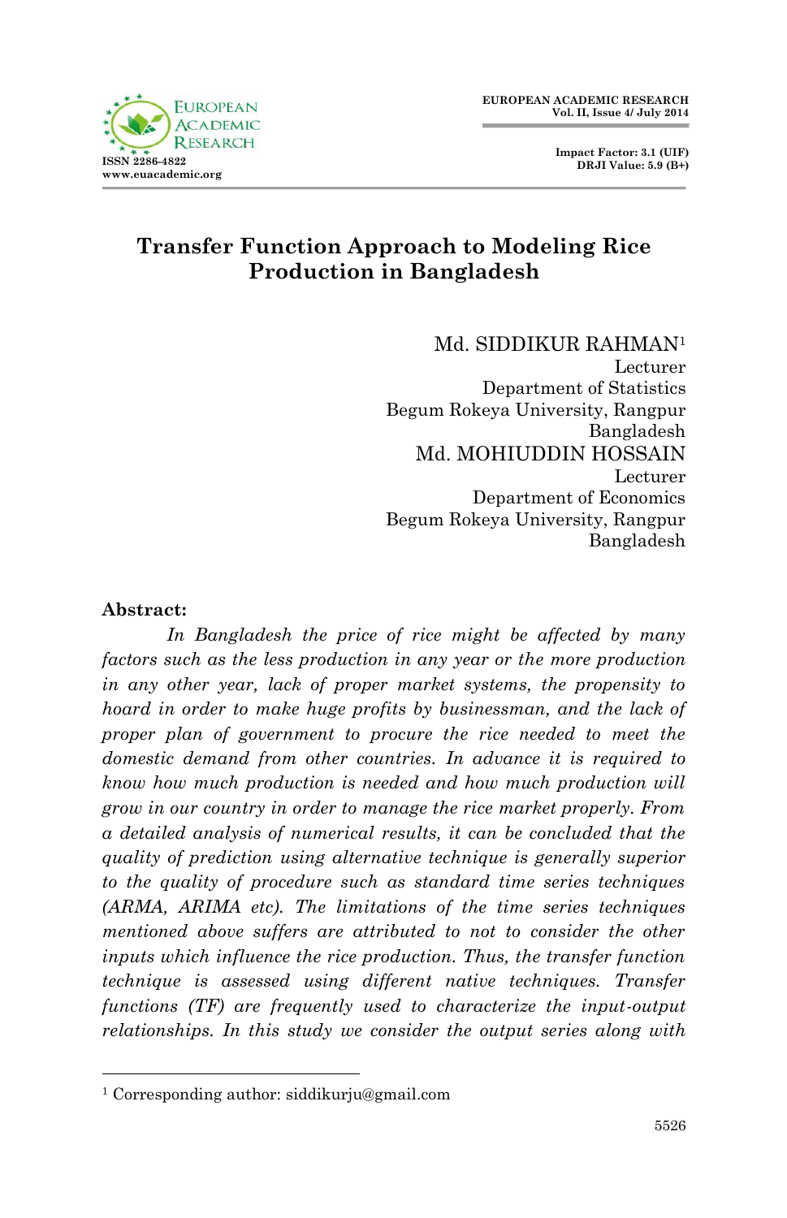# Transfer Function Approach to Modeling Rice Production in Bangladesh

Md. SIDDIKUR RAHMAN[1]
Lecturer
Department of Statistics
Begum Rokeya University, Rangpur
Bangladesh

Md. MOHIUDDIN HOSSAIN
Lecturer
Department of Economics
Begum Rokeya University, Rangpur
Bangladesh

**Abstract:**

*In Bangladesh the price of rice might be affected by many factors such as the less production in any year or the more production in any other year, lack of proper market systems, the propensity to hoard in order to make huge profits by businessman, and the lack of proper plan of government to procure the rice needed to meet the domestic demand from other countries. In advance it is required to know how much production is needed and how much production will grow in our country in order to manage the rice market properly. From a detailed analysis of numerical results, it can be concluded that the quality of prediction using alternative technique is generally superior to the quality of procedure such as standard time series techniques (ARMA, ARIMA etc). The limitations of the time series techniques mentioned above suffers are attributed to not to consider the other inputs which influence the rice production. Thus, the transfer function technique is assessed using different native techniques. Transfer functions (TF) are frequently used to characterize the input-output relationships. In this study we consider the output series along with*

---

[1] Corresponding author: siddikurju@gmail.com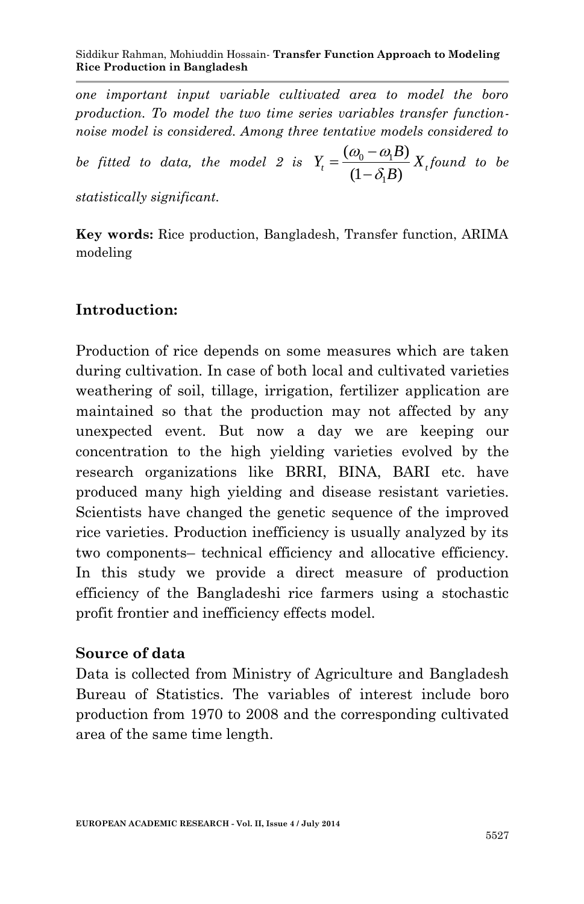*one important input variable cultivated area to model the boro production. To model the two time series variables transfer function-noise model is considered. Among three tentative models considered to be fitted to data, the model 2 is* $Y_t = \frac{(\omega_0 - \omega_1 B)}{(1-\delta_1 B)} X_t$ *found to be statistically significant.*

**Key words:** Rice production, Bangladesh, Transfer function, ARIMA modeling

## Introduction:

Production of rice depends on some measures which are taken during cultivation. In case of both local and cultivated varieties weathering of soil, tillage, irrigation, fertilizer application are maintained so that the production may not affected by any unexpected event. But now a day we are keeping our concentration to the high yielding varieties evolved by the research organizations like BRRI, BINA, BARI etc. have produced many high yielding and disease resistant varieties. Scientists have changed the genetic sequence of the improved rice varieties. Production inefficiency is usually analyzed by its two components– technical efficiency and allocative efficiency. In this study we provide a direct measure of production efficiency of the Bangladeshi rice farmers using a stochastic profit frontier and inefficiency effects model.

### Source of data

Data is collected from Ministry of Agriculture and Bangladesh Bureau of Statistics. The variables of interest include boro production from 1970 to 2008 and the corresponding cultivated area of the same time length.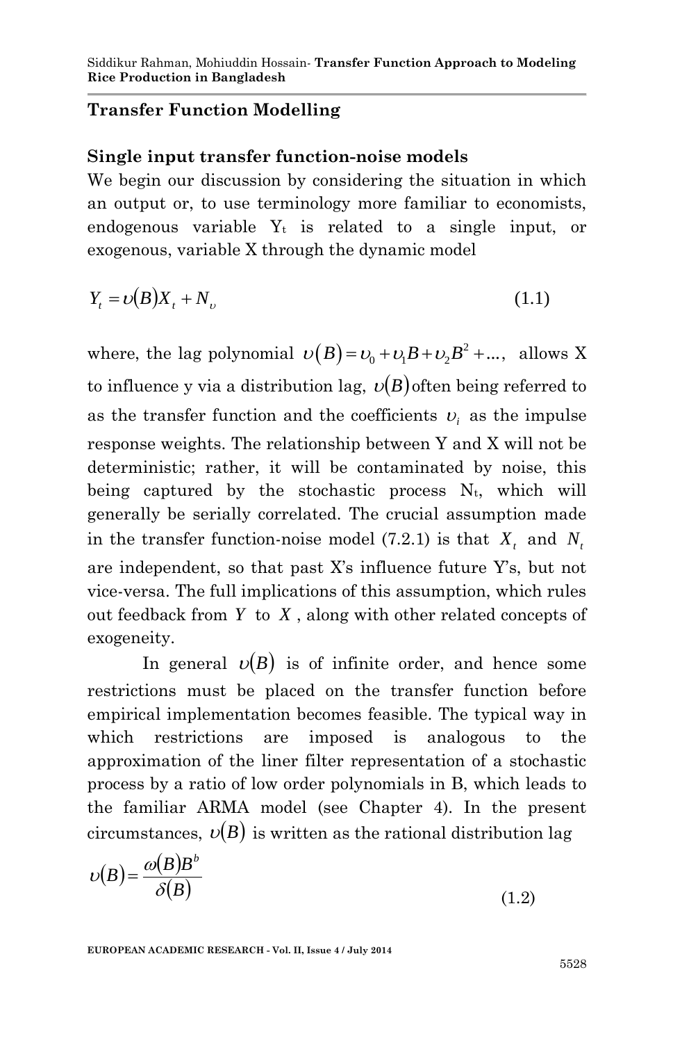## Transfer Function Modelling

### Single input transfer function-noise models

We begin our discussion by considering the situation in which an output or, to use terminology more familiar to economists, endogenous variable $Y_t$ is related to a single input, or exogenous, variable X through the dynamic model

$$Y_t = \upsilon(B)X_t + N_\upsilon \qquad (1.1)$$

where, the lag polynomial $\upsilon(B) = \upsilon_0 + \upsilon_1 B + \upsilon_2 B^2 + \ldots$, allows X to influence y via a distribution lag, $\upsilon(B)$ often being referred to as the transfer function and the coefficients $\upsilon_i$ as the impulse response weights. The relationship between Y and X will not be deterministic; rather, it will be contaminated by noise, this being captured by the stochastic process $N_t$, which will generally be serially correlated. The crucial assumption made in the transfer function-noise model (7.2.1) is that $X_t$ and $N_t$ are independent, so that past X's influence future Y's, but not vice-versa. The full implications of this assumption, which rules out feedback from $Y$ to $X$, along with other related concepts of exogeneity.

In general $\upsilon(B)$ is of infinite order, and hence some restrictions must be placed on the transfer function before empirical implementation becomes feasible. The typical way in which restrictions are imposed is analogous to the approximation of the liner filter representation of a stochastic process by a ratio of low order polynomials in B, which leads to the familiar ARMA model (see Chapter 4). In the present circumstances, $\upsilon(B)$ is written as the rational distribution lag

$$\upsilon(B) = \frac{\omega(B)B^b}{\delta(B)} \qquad (1.2)$$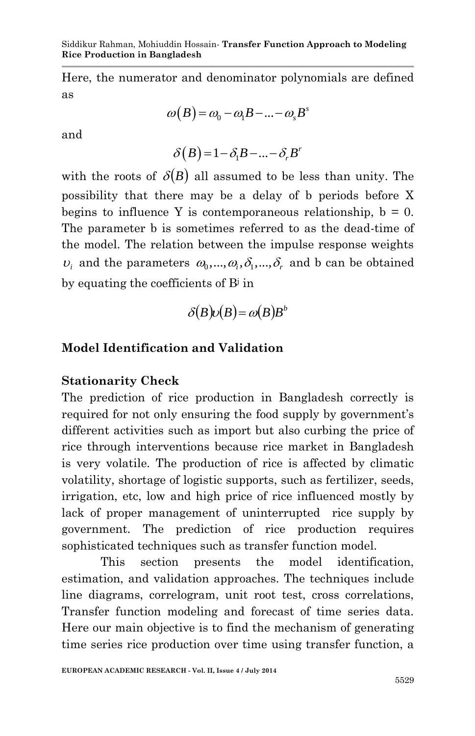Here, the numerator and denominator polynomials are defined as

$$\omega(B) = \omega_0 - \omega_1 B - \ldots - \omega_s B^s$$

and

$$\delta(B) = 1 - \delta_1 B - \ldots - \delta_r B^r$$

with the roots of $\delta(B)$ all assumed to be less than unity. The possibility that there may be a delay of b periods before X begins to influence Y is contemporaneous relationship, b = 0. The parameter b is sometimes referred to as the dead-time of the model. The relation between the impulse response weights $\upsilon_i$ and the parameters $\omega_0, \ldots, \omega_i, \delta_1, \ldots, \delta_r$ and b can be obtained by equating the coefficients of $B^j$ in

$$\delta(B)\upsilon(B) = \omega(B)B^b$$

## Model Identification and Validation

### Stationarity Check

The prediction of rice production in Bangladesh correctly is required for not only ensuring the food supply by government's different activities such as import but also curbing the price of rice through interventions because rice market in Bangladesh is very volatile. The production of rice is affected by climatic volatility, shortage of logistic supports, such as fertilizer, seeds, irrigation, etc, low and high price of rice influenced mostly by lack of proper management of uninterrupted rice supply by government. The prediction of rice production requires sophisticated techniques such as transfer function model.

This section presents the model identification, estimation, and validation approaches. The techniques include line diagrams, correlogram, unit root test, cross correlations, Transfer function modeling and forecast of time series data. Here our main objective is to find the mechanism of generating time series rice production over time using transfer function, a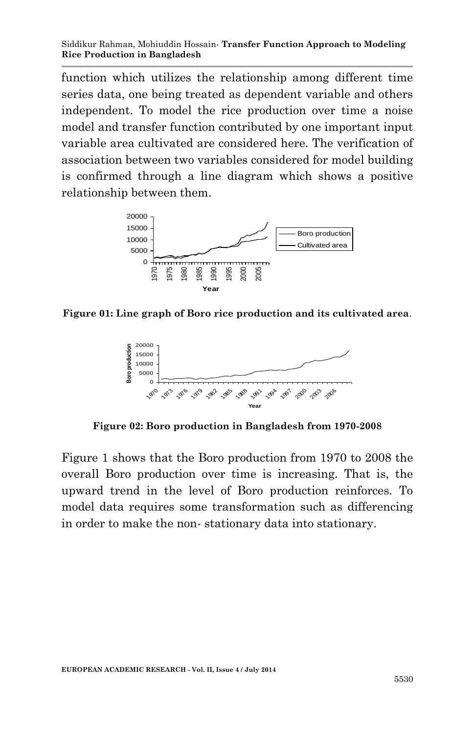function which utilizes the relationship among different time series data, one being treated as dependent variable and others independent. To model the rice production over time a noise model and transfer function contributed by one important input variable area cultivated are considered here. The verification of association between two variables considered for model building is confirmed through a line diagram which shows a positive relationship between them.

**Figure 01: Line graph of Boro rice production and its cultivated area**.

**Figure 02: Boro production in Bangladesh from 1970-2008**

Figure 1 shows that the Boro production from 1970 to 2008 the overall Boro production over time is increasing. That is, the upward trend in the level of Boro production reinforces. To model data requires some transformation such as differencing in order to make the non- stationary data into stationary.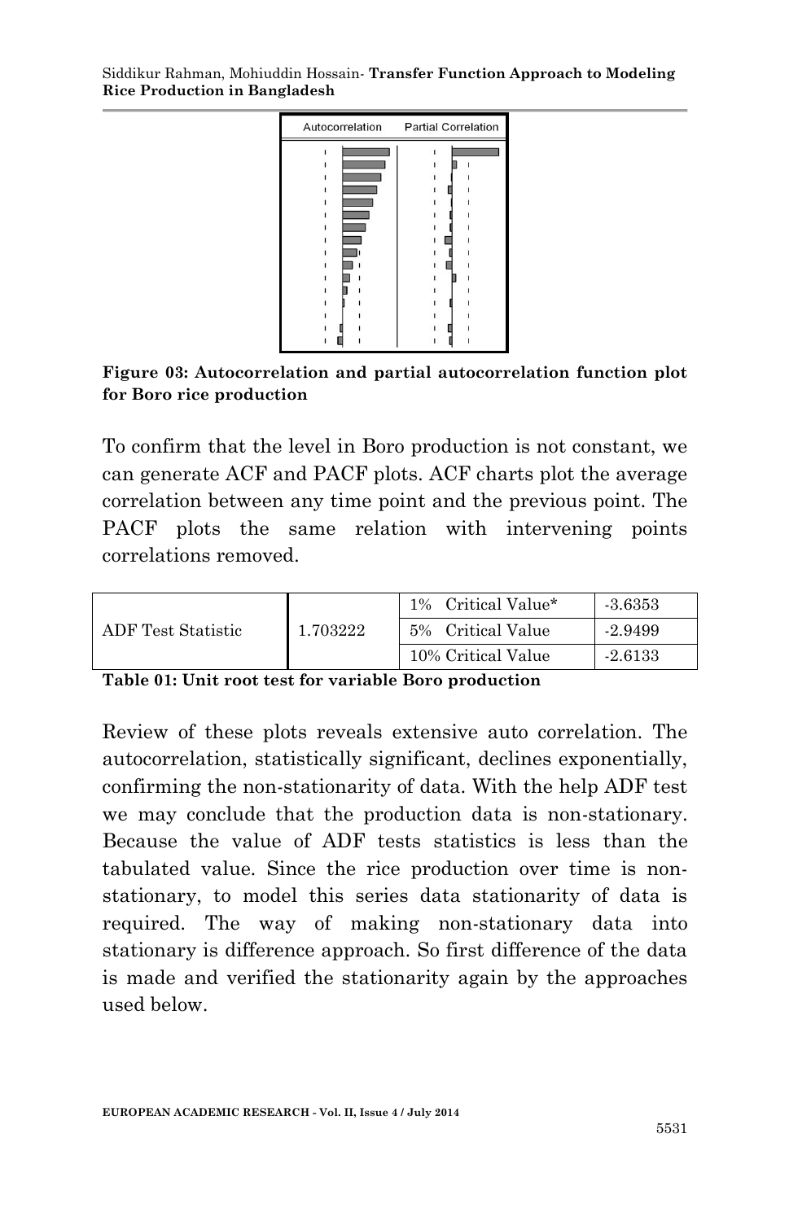**Figure 03: Autocorrelation and partial autocorrelation function plot for Boro rice production**

To confirm that the level in Boro production is not constant, we can generate ACF and PACF plots. ACF charts plot the average correlation between any time point and the previous point. The PACF plots the same relation with intervening points correlations removed.

| ADF Test Statistic | 1.703222 | 1% Critical Value* | -3.6353 |
|---|---|---|---|
| | | 5% Critical Value | -2.9499 |
| | | 10% Critical Value | -2.6133 |

**Table 01: Unit root test for variable Boro production**

Review of these plots reveals extensive auto correlation. The autocorrelation, statistically significant, declines exponentially, confirming the non-stationarity of data. With the help ADF test we may conclude that the production data is non-stationary. Because the value of ADF tests statistics is less than the tabulated value. Since the rice production over time is non-stationary, to model this series data stationarity of data is required. The way of making non-stationary data into stationary is difference approach. So first difference of the data is made and verified the stationarity again by the approaches used below.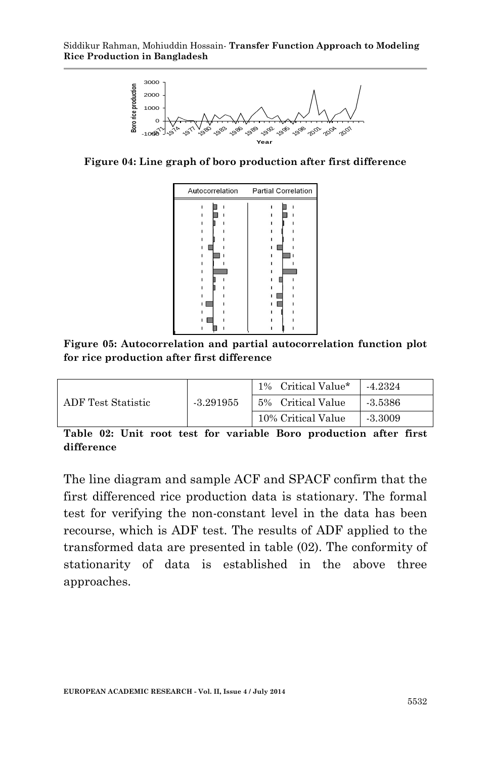Figure 04: Line graph of boro production after first difference

Figure 05: Autocorrelation and partial autocorrelation function plot for rice production after first difference

| ADF Test Statistic | -3.291955 | 1% Critical Value* | -4.2324 |
|---|---|---|---|
| | | 5% Critical Value | -3.5386 |
| | | 10% Critical Value | -3.3009 |

**Table 02: Unit root test for variable Boro production after first difference**

The line diagram and sample ACF and SPACF confirm that the first differenced rice production data is stationary. The formal test for verifying the non-constant level in the data has been recourse, which is ADF test. The results of ADF applied to the transformed data are presented in table (02). The conformity of stationarity of data is established in the above three approaches.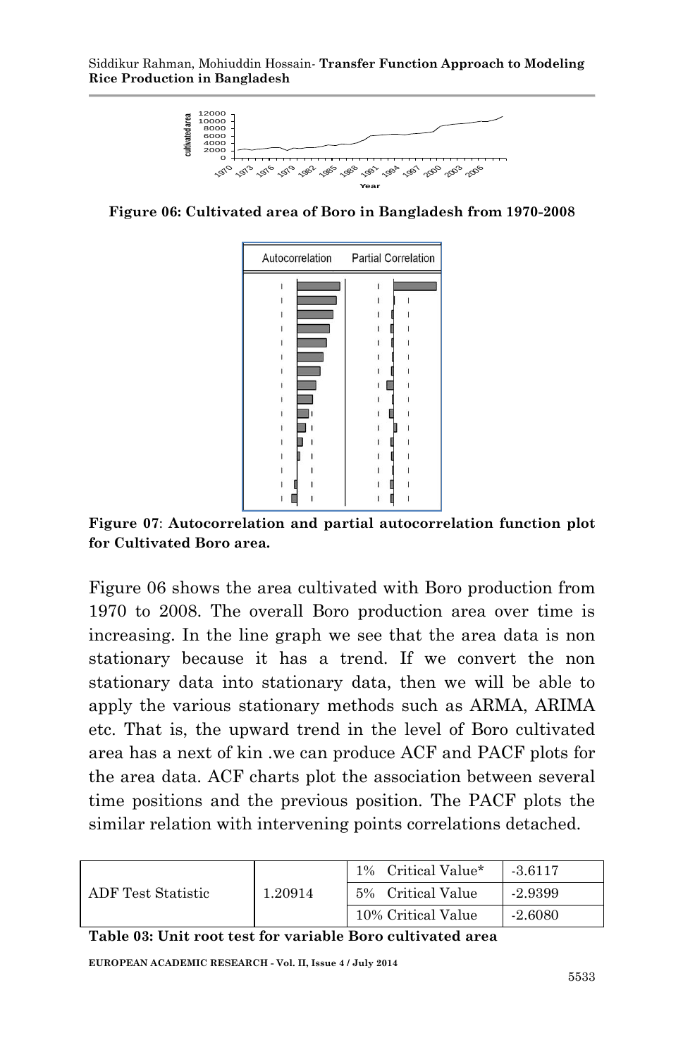**Figure 06: Cultivated area of Boro in Bangladesh from 1970-2008**

**Figure 07**: **Autocorrelation and partial autocorrelation function plot for Cultivated Boro area.**

Figure 06 shows the area cultivated with Boro production from 1970 to 2008. The overall Boro production area over time is increasing. In the line graph we see that the area data is non stationary because it has a trend. If we convert the non stationary data into stationary data, then we will be able to apply the various stationary methods such as ARMA, ARIMA etc. That is, the upward trend in the level of Boro cultivated area has a next of kin .we can produce ACF and PACF plots for the area data. ACF charts plot the association between several time positions and the previous position. The PACF plots the similar relation with intervening points correlations detached.

| ADF Test Statistic | 1.20914 | 1% Critical Value* | -3.6117 |
|---|---|---|---|
| | | 5% Critical Value | -2.9399 |
| | | 10% Critical Value | -2.6080 |

**Table 03: Unit root test for variable Boro cultivated area**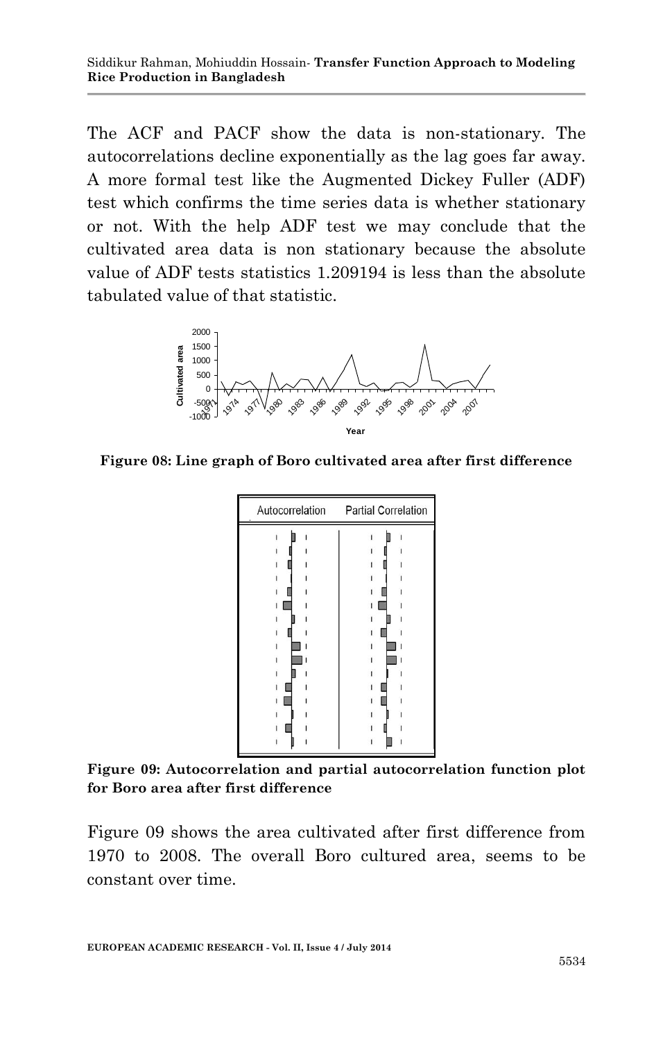The ACF and PACF show the data is non-stationary. The autocorrelations decline exponentially as the lag goes far away. A more formal test like the Augmented Dickey Fuller (ADF) test which confirms the time series data is whether stationary or not. With the help ADF test we may conclude that the cultivated area data is non stationary because the absolute value of ADF tests statistics 1.209194 is less than the absolute tabulated value of that statistic.

**Figure 08: Line graph of Boro cultivated area after first difference**

**Figure 09: Autocorrelation and partial autocorrelation function plot for Boro area after first difference**

Figure 09 shows the area cultivated after first difference from 1970 to 2008. The overall Boro cultured area, seems to be constant over time.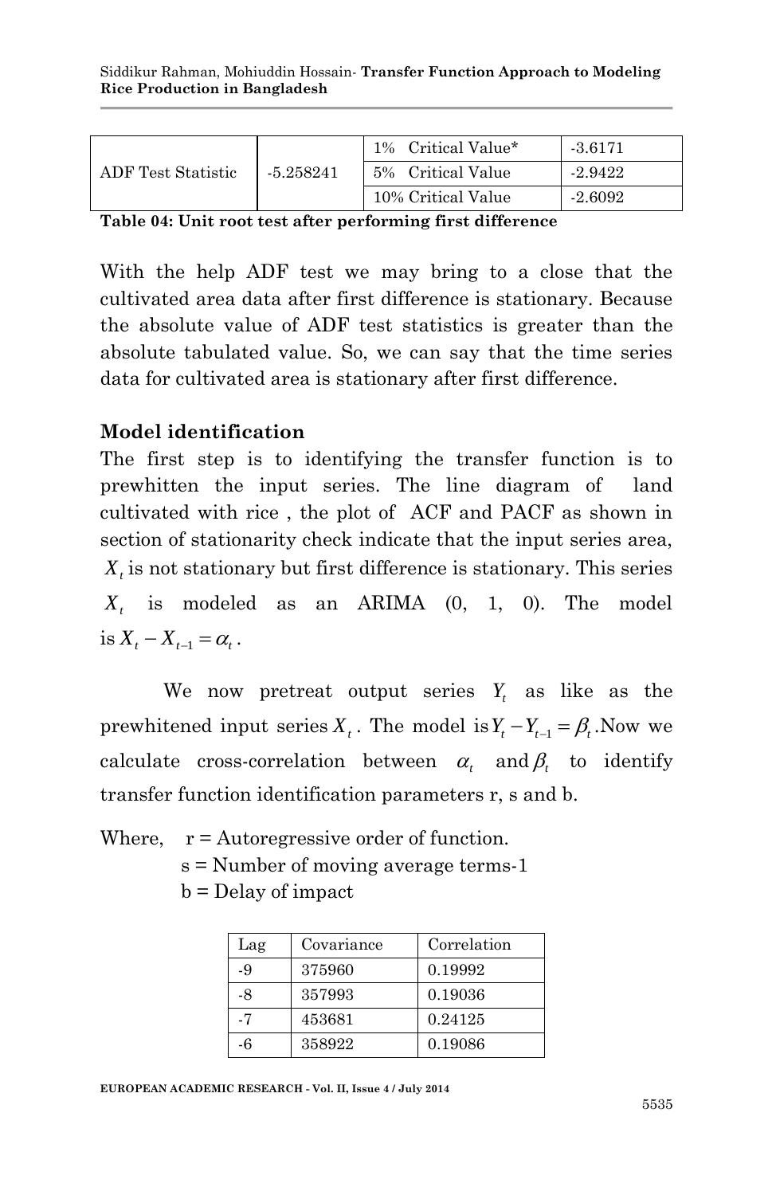| ADF Test Statistic | -5.258241 | 1% Critical Value* | -3.6171 |
|---|---|---|---|
| | | 5% Critical Value | -2.9422 |
| | | 10% Critical Value | -2.6092 |

**Table 04: Unit root test after performing first difference**

With the help ADF test we may bring to a close that the cultivated area data after first difference is stationary. Because the absolute value of ADF test statistics is greater than the absolute tabulated value. So, we can say that the time series data for cultivated area is stationary after first difference.

## Model identification

The first step is to identifying the transfer function is to prewhitten the input series. The line diagram of land cultivated with rice , the plot of ACF and PACF as shown in section of stationarity check indicate that the input series area, $X_t$ is not stationary but first difference is stationary. This series $X_t$ is modeled as an ARIMA (0, 1, 0). The model is $X_t - X_{t-1} = \alpha_t$.

We now pretreat output series $Y_t$ as like as the prewhitened input series $X_t$. The model is $Y_t - Y_{t-1} = \beta_t$.Now we calculate cross-correlation between $\alpha_t$ and $\beta_t$ to identify transfer function identification parameters r, s and b.

Where, r = Autoregressive order of function.
s = Number of moving average terms-1
b = Delay of impact

| Lag | Covariance | Correlation |
|---|---|---|
| -9 | 375960 | 0.19992 |
| -8 | 357993 | 0.19036 |
| -7 | 453681 | 0.24125 |
| -6 | 358922 | 0.19086 |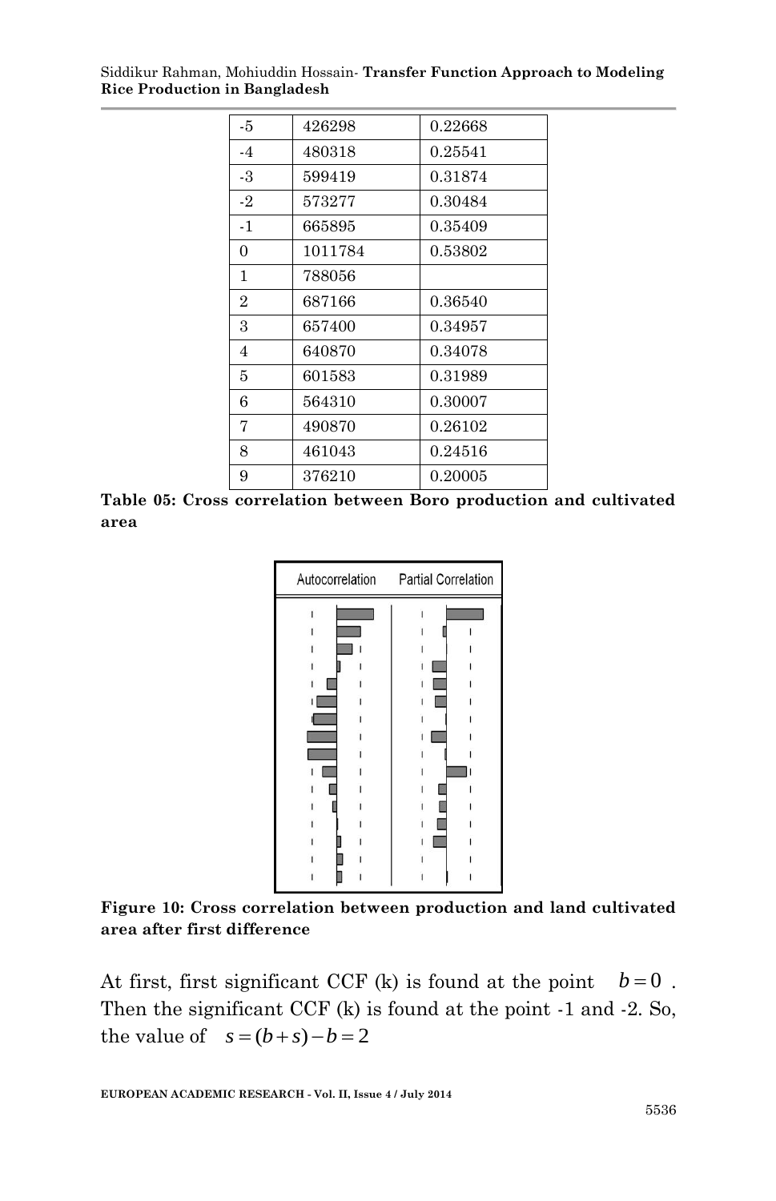| -5 | 426298 | 0.22668 |
|---|---|---|
| -4 | 480318 | 0.25541 |
| -3 | 599419 | 0.31874 |
| -2 | 573277 | 0.30484 |
| -1 | 665895 | 0.35409 |
| 0 | 1011784 | 0.53802 |
| 1 | 788056 | |
| 2 | 687166 | 0.36540 |
| 3 | 657400 | 0.34957 |
| 4 | 640870 | 0.34078 |
| 5 | 601583 | 0.31989 |
| 6 | 564310 | 0.30007 |
| 7 | 490870 | 0.26102 |
| 8 | 461043 | 0.24516 |
| 9 | 376210 | 0.20005 |

**Table 05: Cross correlation between Boro production and cultivated area**

**Figure 10: Cross correlation between production and land cultivated area after first difference**

At first, first significant CCF (k) is found at the point $b=0$. Then the significant CCF (k) is found at the point -1 and -2. So, the value of $s=(b+s)-b=2$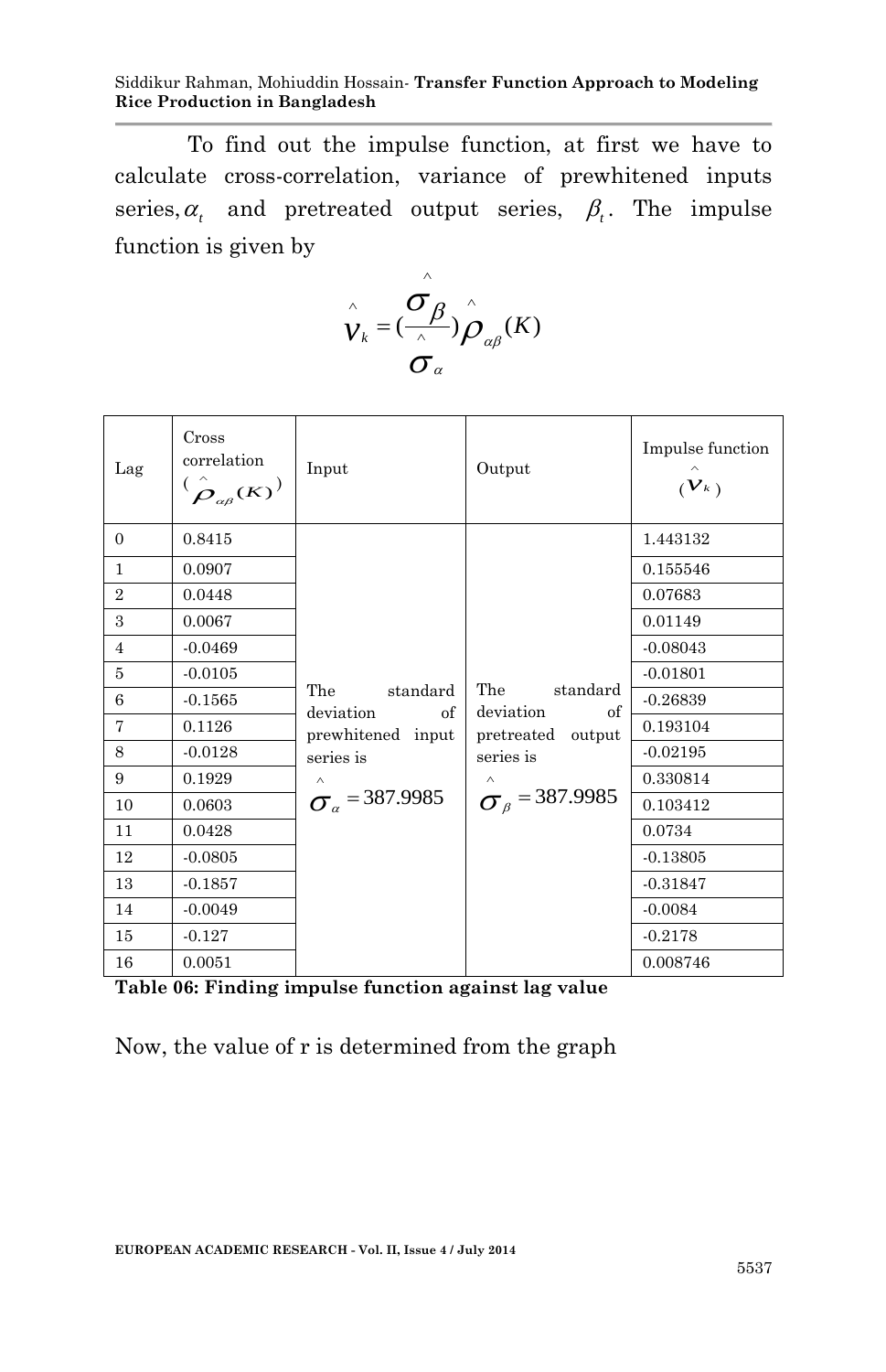To find out the impulse function, at first we have to calculate cross-correlation, variance of prewhitened inputs series, $\alpha_t$ and pretreated output series, $\beta_t$. The impulse function is given by

$$\hat{v}_k = \left(\frac{\hat{\sigma}_\beta}{\hat{\sigma}_\alpha}\right)\hat{\rho}_{\alpha\beta}(K)$$

| Lag | Cross correlation ($\hat{\rho}_{\alpha\beta}(K)$) | Input | Output | Impulse function ($\hat{v}_k$) |
|---|---|---|---|---|
| 0 | 0.8415 | The standard deviation of prewhitened input series is $\hat{\sigma}_\alpha = 387.9985$ | The standard deviation of pretreated output series is $\hat{\sigma}_\beta = 387.9985$ | 1.443132 |
| 1 | 0.0907 | | | 0.155546 |
| 2 | 0.0448 | | | 0.07683 |
| 3 | 0.0067 | | | 0.01149 |
| 4 | -0.0469 | | | -0.08043 |
| 5 | -0.0105 | | | -0.01801 |
| 6 | -0.1565 | | | -0.26839 |
| 7 | 0.1126 | | | 0.193104 |
| 8 | -0.0128 | | | -0.02195 |
| 9 | 0.1929 | | | 0.330814 |
| 10 | 0.0603 | | | 0.103412 |
| 11 | 0.0428 | | | 0.0734 |
| 12 | -0.0805 | | | -0.13805 |
| 13 | -0.1857 | | | -0.31847 |
| 14 | -0.0049 | | | -0.0084 |
| 15 | -0.127 | | | -0.2178 |
| 16 | 0.0051 | | | 0.008746 |

**Table 06: Finding impulse function against lag value**

Now, the value of r is determined from the graph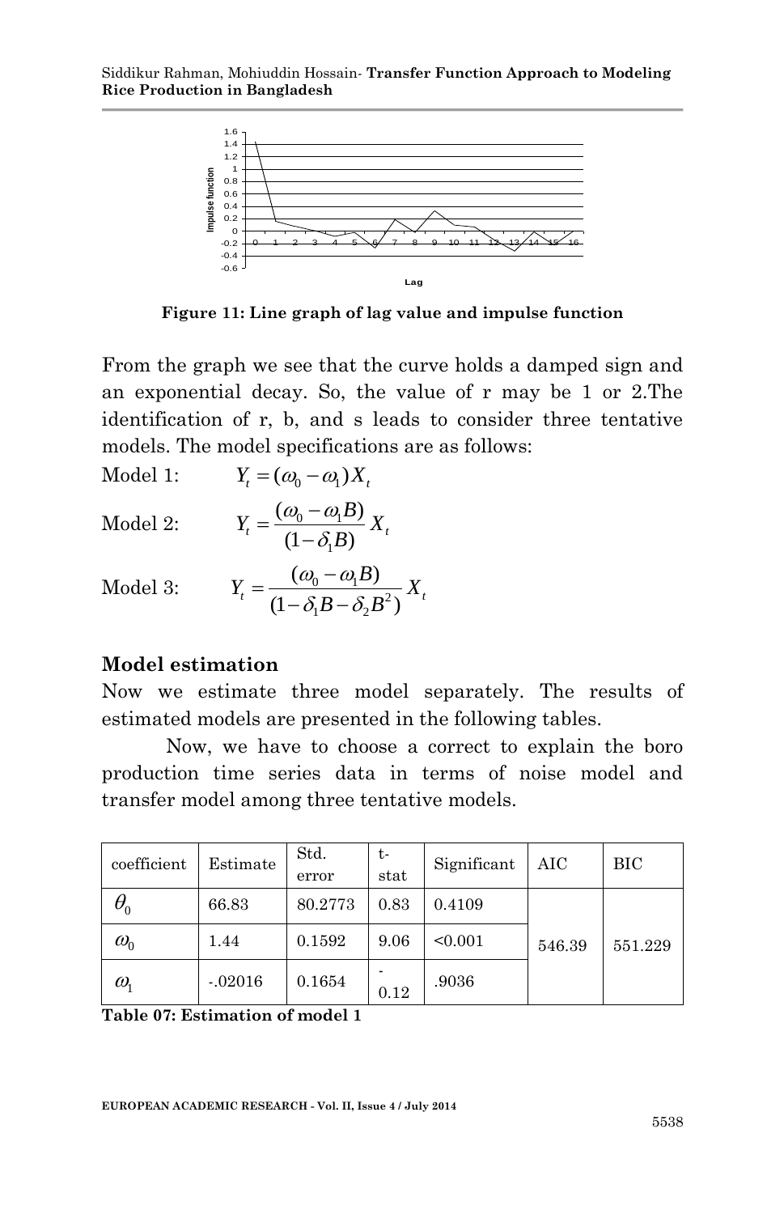Figure 11: Line graph of lag value and impulse function

From the graph we see that the curve holds a damped sign and an exponential decay. So, the value of r may be 1 or 2.The identification of r, b, and s leads to consider three tentative models. The model specifications are as follows:

Model 1: $Y_t = (\omega_0 - \omega_1)X_t$

Model 2: $Y_t = \dfrac{(\omega_0 - \omega_1 B)}{(1 - \delta_1 B)} X_t$

Model 3: $Y_t = \dfrac{(\omega_0 - \omega_1 B)}{(1 - \delta_1 B - \delta_2 B^2)} X_t$

## Model estimation

Now we estimate three model separately. The results of estimated models are presented in the following tables.

Now, we have to choose a correct to explain the boro production time series data in terms of noise model and transfer model among three tentative models.

| coefficient | Estimate | Std. error | t-stat | Significant | AIC | BIC |
|---|---|---|---|---|---|---|
| $\theta_0$ | 66.83 | 80.2773 | 0.83 | 0.4109 | 546.39 | 551.229 |
| $\omega_0$ | 1.44 | 0.1592 | 9.06 | <0.001 | | |
| $\omega_1$ | -.02016 | 0.1654 | -0.12 | .9036 | | |

**Table 07: Estimation of model 1**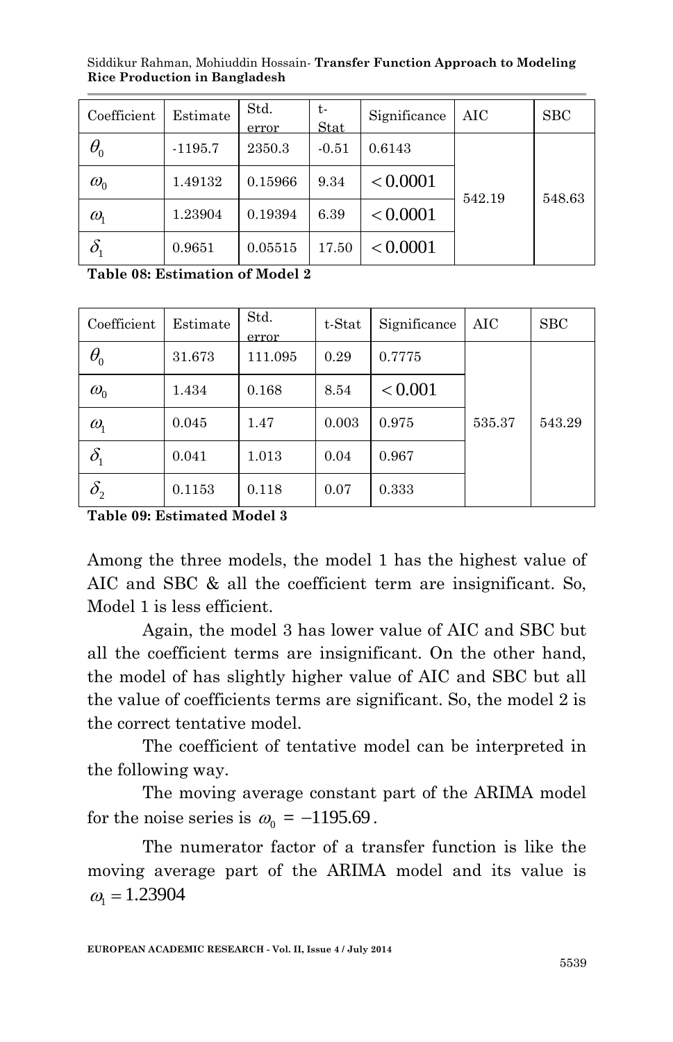| Coefficient | Estimate | Std. error | t-Stat | Significance | AIC | SBC |
|---|---|---|---|---|---|---|
| $\theta_0$ | -1195.7 | 2350.3 | -0.51 | 0.6143 | 542.19 | 548.63 |
| $\omega_0$ | 1.49132 | 0.15966 | 9.34 | $< 0.0001$ | | |
| $\omega_1$ | 1.23904 | 0.19394 | 6.39 | $< 0.0001$ | | |
| $\delta_1$ | 0.9651 | 0.05515 | 17.50 | $< 0.0001$ | | |

**Table 08: Estimation of Model 2**

| Coefficient | Estimate | Std. error | t-Stat | Significance | AIC | SBC |
|---|---|---|---|---|---|---|
| $\theta_0$ | 31.673 | 111.095 | 0.29 | 0.7775 | 535.37 | 543.29 |
| $\omega_0$ | 1.434 | 0.168 | 8.54 | $< 0.001$ | | |
| $\omega_1$ | 0.045 | 1.47 | 0.003 | 0.975 | | |
| $\delta_1$ | 0.041 | 1.013 | 0.04 | 0.967 | | |
| $\delta_2$ | 0.1153 | 0.118 | 0.07 | 0.333 | | |

**Table 09: Estimated Model 3**

Among the three models, the model 1 has the highest value of AIC and SBC & all the coefficient term are insignificant. So, Model 1 is less efficient.

Again, the model 3 has lower value of AIC and SBC but all the coefficient terms are insignificant. On the other hand, the model of has slightly higher value of AIC and SBC but all the value of coefficients terms are significant. So, the model 2 is the correct tentative model.

The coefficient of tentative model can be interpreted in the following way.

The moving average constant part of the ARIMA model for the noise series is $\omega_0 = -1195.69$.

The numerator factor of a transfer function is like the moving average part of the ARIMA model and its value is $\omega_1 = 1.23904$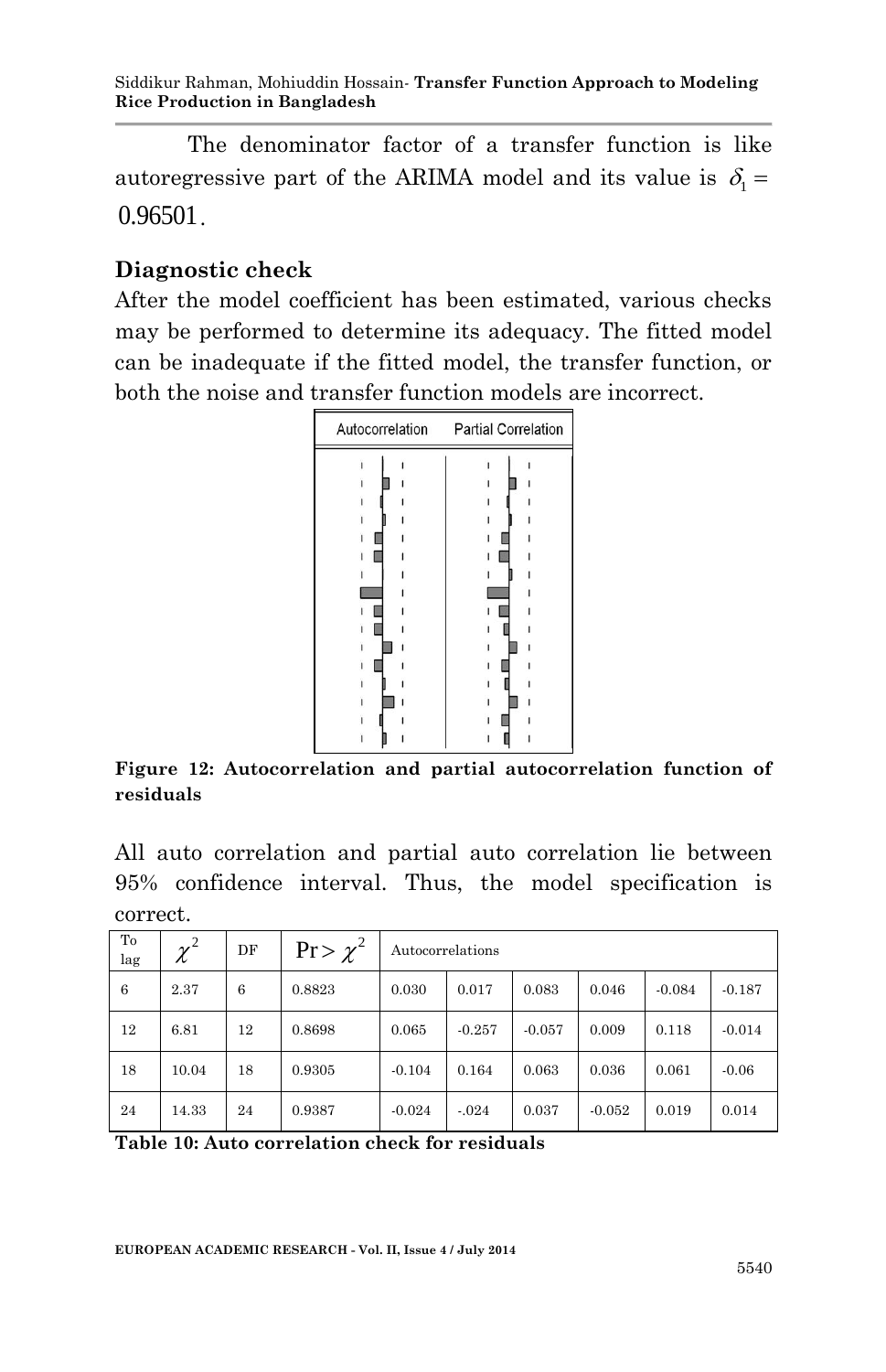The denominator factor of a transfer function is like autoregressive part of the ARIMA model and its value is $\delta_1 = 0.96501$.

## Diagnostic check

After the model coefficient has been estimated, various checks may be performed to determine its adequacy. The fitted model can be inadequate if the fitted model, the transfer function, or both the noise and transfer function models are incorrect.

**Figure 12: Autocorrelation and partial autocorrelation function of residuals**

All auto correlation and partial auto correlation lie between 95% confidence interval. Thus, the model specification is correct.

| To lag | $\chi^2$ | DF | $\Pr > \chi^2$ | Autocorrelations | | | | | |
|---|---|---|---|---|---|---|---|---|---|
| 6 | 2.37 | 6 | 0.8823 | 0.030 | 0.017 | 0.083 | 0.046 | -0.084 | -0.187 |
| 12 | 6.81 | 12 | 0.8698 | 0.065 | -0.257 | -0.057 | 0.009 | 0.118 | -0.014 |
| 18 | 10.04 | 18 | 0.9305 | -0.104 | 0.164 | 0.063 | 0.036 | 0.061 | -0.06 |
| 24 | 14.33 | 24 | 0.9387 | -0.024 | -.024 | 0.037 | -0.052 | 0.019 | 0.014 |

**Table 10: Auto correlation check for residuals**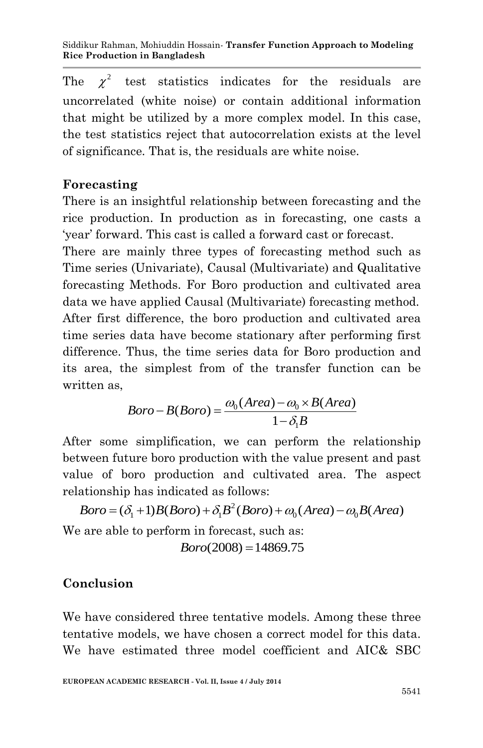The $\chi^2$ test statistics indicates for the residuals are uncorrelated (white noise) or contain additional information that might be utilized by a more complex model. In this case, the test statistics reject that autocorrelation exists at the level of significance. That is, the residuals are white noise.

## Forecasting

There is an insightful relationship between forecasting and the rice production. In production as in forecasting, one casts a 'year' forward. This cast is called a forward cast or forecast.

There are mainly three types of forecasting method such as Time series (Univariate), Causal (Multivariate) and Qualitative forecasting Methods. For Boro production and cultivated area data we have applied Causal (Multivariate) forecasting method. After first difference, the boro production and cultivated area time series data have become stationary after performing first difference. Thus, the time series data for Boro production and its area, the simplest from of the transfer function can be written as,

$$Boro - B(Boro) = \frac{\omega_0(Area) - \omega_0 \times B(Area)}{1 - \delta_1 B}$$

After some simplification, we can perform the relationship between future boro production with the value present and past value of boro production and cultivated area. The aspect relationship has indicated as follows:

$$Boro = (\delta_1 + 1)B(Boro) + \delta_1 B^2(Boro) + \omega_0(Area) - \omega_0 B(Area)$$

We are able to perform in forecast, such as:

$$Boro(2008) = 14869.75$$

## Conclusion

We have considered three tentative models. Among these three tentative models, we have chosen a correct model for this data. We have estimated three model coefficient and AIC& SBC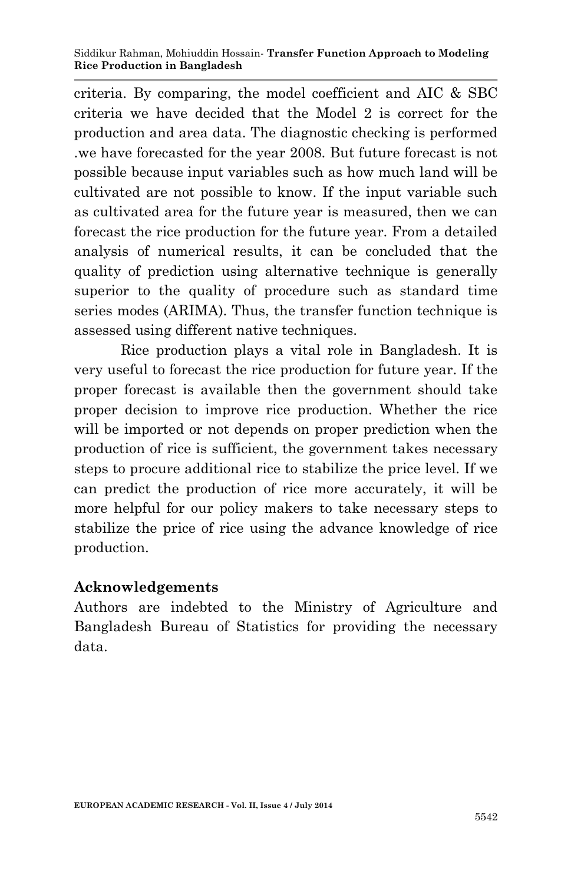criteria. By comparing, the model coefficient and AIC & SBC criteria we have decided that the Model 2 is correct for the production and area data. The diagnostic checking is performed .we have forecasted for the year 2008. But future forecast is not possible because input variables such as how much land will be cultivated are not possible to know. If the input variable such as cultivated area for the future year is measured, then we can forecast the rice production for the future year. From a detailed analysis of numerical results, it can be concluded that the quality of prediction using alternative technique is generally superior to the quality of procedure such as standard time series modes (ARIMA). Thus, the transfer function technique is assessed using different native techniques.

Rice production plays a vital role in Bangladesh. It is very useful to forecast the rice production for future year. If the proper forecast is available then the government should take proper decision to improve rice production. Whether the rice will be imported or not depends on proper prediction when the production of rice is sufficient, the government takes necessary steps to procure additional rice to stabilize the price level. If we can predict the production of rice more accurately, it will be more helpful for our policy makers to take necessary steps to stabilize the price of rice using the advance knowledge of rice production.

## Acknowledgements

Authors are indebted to the Ministry of Agriculture and Bangladesh Bureau of Statistics for providing the necessary data.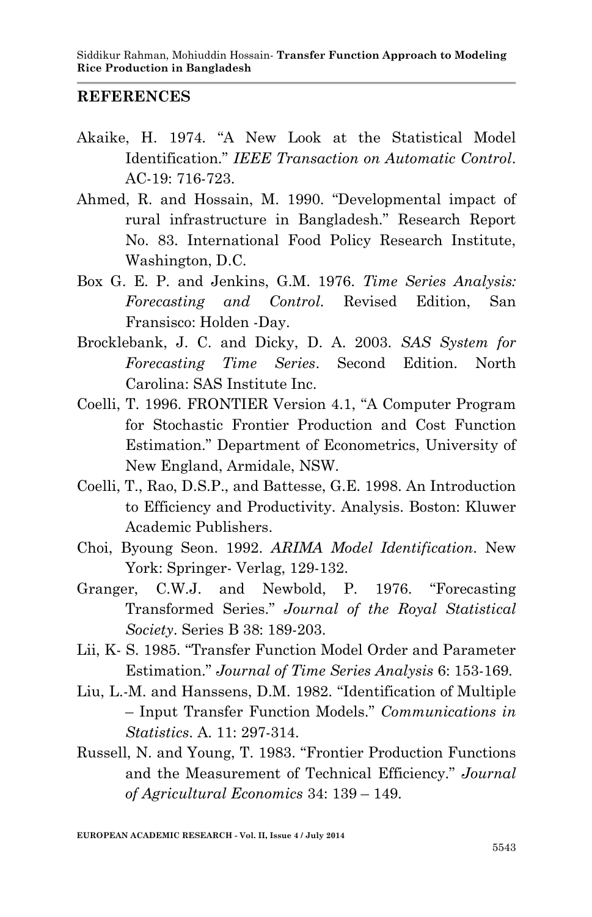## REFERENCES

Akaike, H. 1974. "A New Look at the Statistical Model Identification." *IEEE Transaction on Automatic Control*. AC-19: 716-723.

Ahmed, R. and Hossain, M. 1990. "Developmental impact of rural infrastructure in Bangladesh." Research Report No. 83. International Food Policy Research Institute, Washington, D.C.

Box G. E. P. and Jenkins, G.M. 1976. *Time Series Analysis: Forecasting and Control.* Revised Edition, San Fransisco: Holden -Day.

Brocklebank, J. C. and Dicky, D. A. 2003. *SAS System for Forecasting Time Series*. Second Edition. North Carolina: SAS Institute Inc.

Coelli, T. 1996. FRONTIER Version 4.1, "A Computer Program for Stochastic Frontier Production and Cost Function Estimation." Department of Econometrics, University of New England, Armidale, NSW.

Coelli, T., Rao, D.S.P., and Battesse, G.E. 1998. An Introduction to Efficiency and Productivity. Analysis. Boston: Kluwer Academic Publishers.

Choi, Byoung Seon. 1992. *ARIMA Model Identification*. New York: Springer- Verlag, 129-132.

Granger, C.W.J. and Newbold, P. 1976. "Forecasting Transformed Series." *Journal of the Royal Statistical Society*. Series B 38: 189-203.

Lii, K- S. 1985. "Transfer Function Model Order and Parameter Estimation." *Journal of Time Series Analysis* 6: 153-169.

Liu, L.-M. and Hanssens, D.M. 1982. "Identification of Multiple – Input Transfer Function Models." *Communications in Statistics*. A. 11: 297-314.

Russell, N. and Young, T. 1983. "Frontier Production Functions and the Measurement of Technical Efficiency." *Journal of Agricultural Economics* 34: 139 – 149.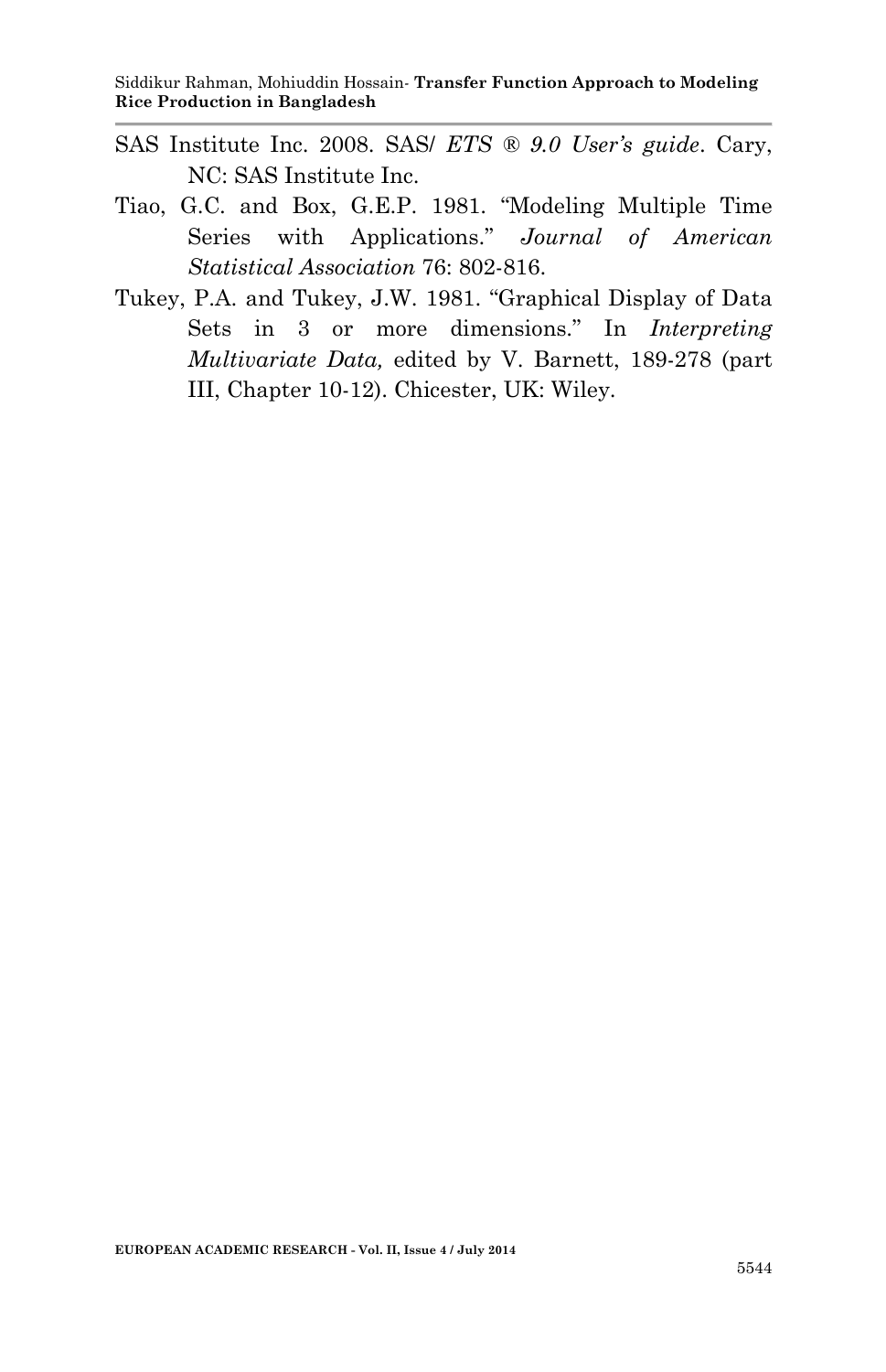SAS Institute Inc. 2008. SAS/ *ETS ® 9.0 User's guide*. Cary, NC: SAS Institute Inc.

Tiao, G.C. and Box, G.E.P. 1981. "Modeling Multiple Time Series with Applications." *Journal of American Statistical Association* 76: 802-816.

Tukey, P.A. and Tukey, J.W. 1981. "Graphical Display of Data Sets in 3 or more dimensions." In *Interpreting Multivariate Data,* edited by V. Barnett, 189-278 (part III, Chapter 10-12). Chicester, UK: Wiley.